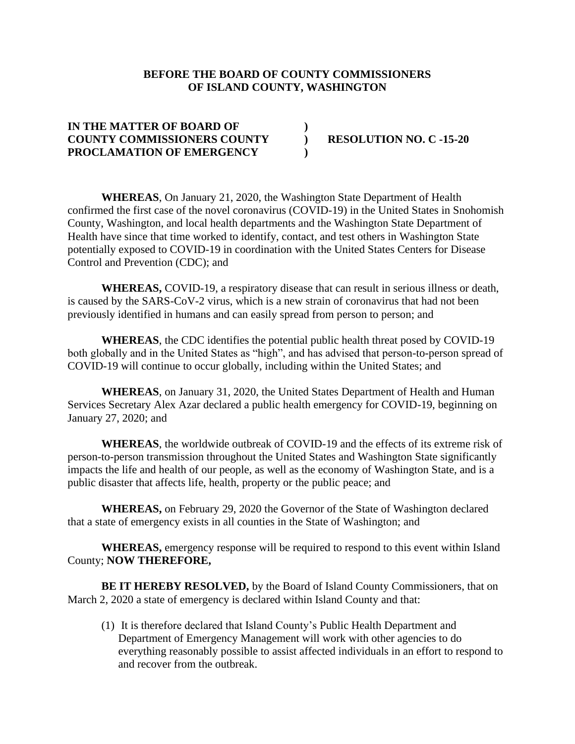**BEFORE THE BOARD OF COUNTY COMMISSIONERS**
**OF ISLAND COUNTY, WASHINGTON**

| | | |
|---|---|---|
| **IN THE MATTER OF BOARD OF** | **)** | |
| **COUNTY COMMISSIONERS COUNTY** | **)** | **RESOLUTION NO. C -15-20** |
| **PROCLAMATION OF EMERGENCY** | **)** | |

**WHEREAS**, On January 21, 2020, the Washington State Department of Health confirmed the first case of the novel coronavirus (COVID-19) in the United States in Snohomish County, Washington, and local health departments and the Washington State Department of Health have since that time worked to identify, contact, and test others in Washington State potentially exposed to COVID-19 in coordination with the United States Centers for Disease Control and Prevention (CDC); and

**WHEREAS,** COVID-19, a respiratory disease that can result in serious illness or death, is caused by the SARS-CoV-2 virus, which is a new strain of coronavirus that had not been previously identified in humans and can easily spread from person to person; and

**WHEREAS**, the CDC identifies the potential public health threat posed by COVID-19 both globally and in the United States as "high", and has advised that person-to-person spread of COVID-19 will continue to occur globally, including within the United States; and

**WHEREAS**, on January 31, 2020, the United States Department of Health and Human Services Secretary Alex Azar declared a public health emergency for COVID-19, beginning on January 27, 2020; and

**WHEREAS**, the worldwide outbreak of COVID-19 and the effects of its extreme risk of person-to-person transmission throughout the United States and Washington State significantly impacts the life and health of our people, as well as the economy of Washington State, and is a public disaster that affects life, health, property or the public peace; and

**WHEREAS,** on February 29, 2020 the Governor of the State of Washington declared that a state of emergency exists in all counties in the State of Washington; and

**WHEREAS,** emergency response will be required to respond to this event within Island County; **NOW THEREFORE,**

**BE IT HEREBY RESOLVED,** by the Board of Island County Commissioners, that on March 2, 2020 a state of emergency is declared within Island County and that:

(1) It is therefore declared that Island County's Public Health Department and Department of Emergency Management will work with other agencies to do everything reasonably possible to assist affected individuals in an effort to respond to and recover from the outbreak.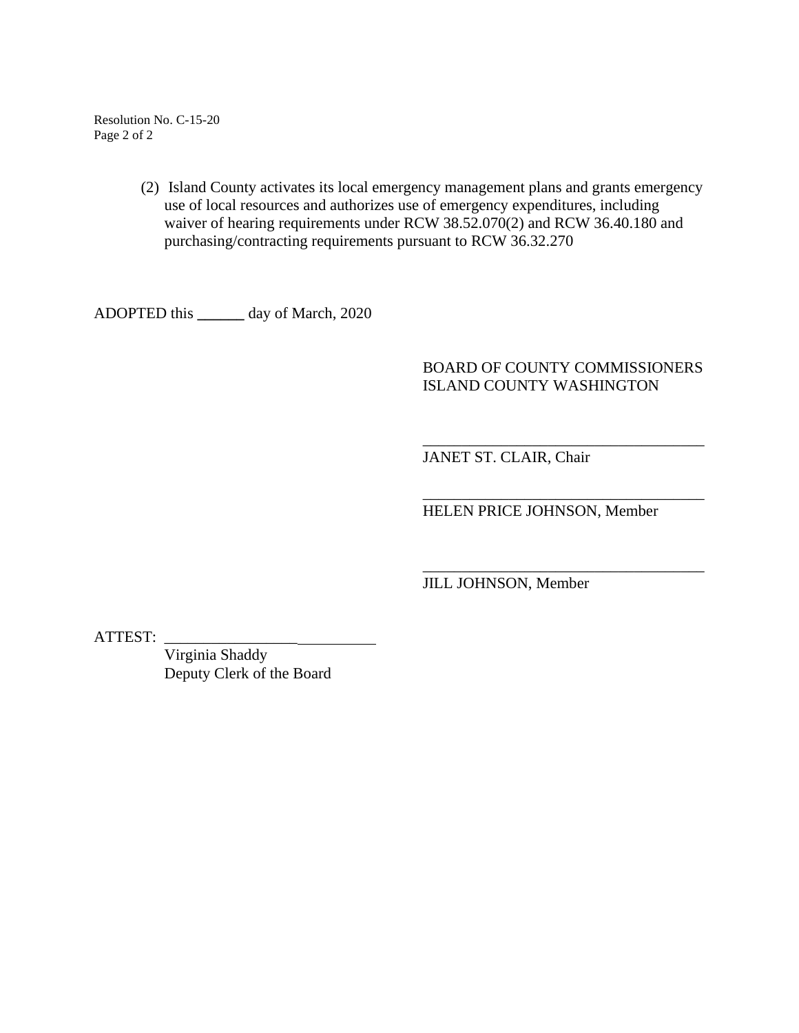(2) Island County activates its local emergency management plans and grants emergency use of local resources and authorizes use of emergency expenditures, including waiver of hearing requirements under RCW 38.52.070(2) and RCW 36.40.180 and purchasing/contracting requirements pursuant to RCW 36.32.270

ADOPTED this ______ day of March, 2020

BOARD OF COUNTY COMMISSIONERS
ISLAND COUNTY WASHINGTON

____________________________________
JANET ST. CLAIR, Chair

____________________________________
HELEN PRICE JOHNSON, Member

____________________________________
JILL JOHNSON, Member

ATTEST: ___________________________
Virginia Shaddy
Deputy Clerk of the Board